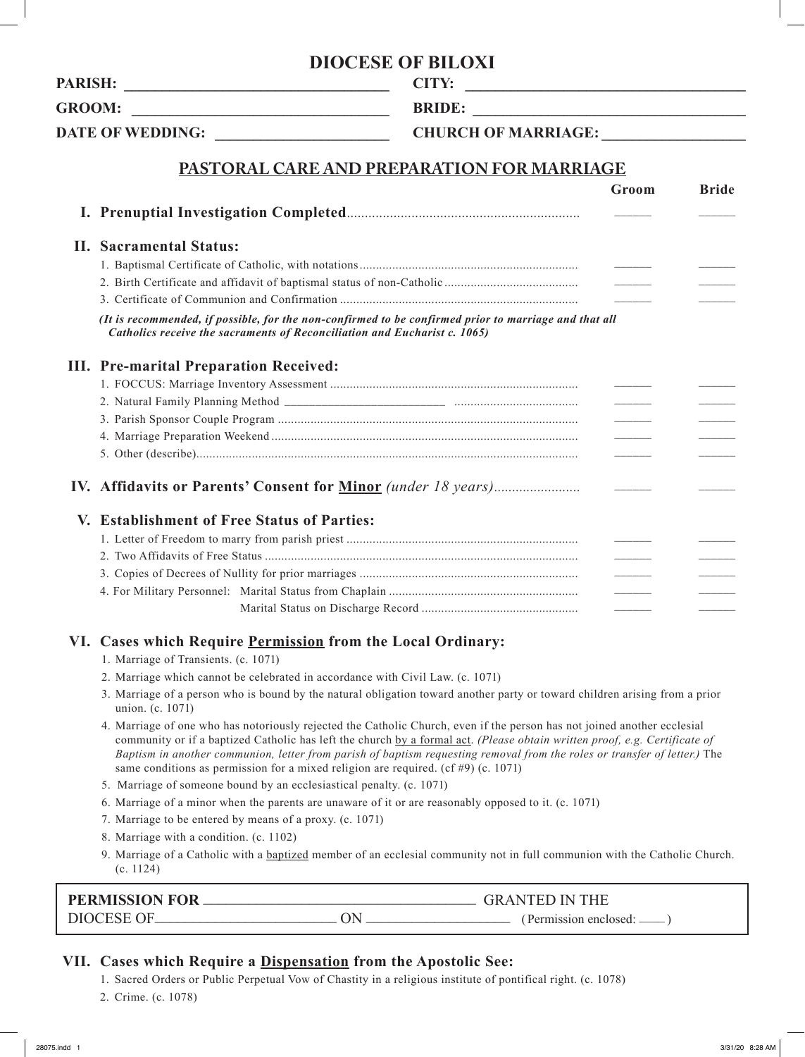# DIOCESE OF BILOXI

**PARISH:** ___________________________ **CITY:** ___________________________

**GROOM:** ___________________________ **BRIDE:** ___________________________

**DATE OF WEDDING:** ___________________ **CHURCH OF MARRIAGE:** ___________________

## PASTORAL CARE AND PREPARATION FOR MARRIAGE

| | Groom | Bride |
|---|---|---|
| **I. Prenuptial Investigation Completed** | _____ | _____ |
| **II. Sacramental Status:** | | |
| 1. Baptismal Certificate of Catholic, with notations | _____ | _____ |
| 2. Birth Certificate and affidavit of baptismal status of non-Catholic | _____ | _____ |
| 3. Certificate of Communion and Confirmation | _____ | _____ |

***(It is recommended, if possible, for the non-confirmed to be confirmed prior to marriage and that all Catholics receive the sacraments of Reconciliation and Eucharist c. 1065)***

| | Groom | Bride |
|---|---|---|
| **III. Pre-marital Preparation Received:** | | |
| 1. FOCCUS: Marriage Inventory Assessment | _____ | _____ |
| 2. Natural Family Planning Method ______________________ | _____ | _____ |
| 3. Parish Sponsor Couple Program | _____ | _____ |
| 4. Marriage Preparation Weekend | _____ | _____ |
| 5. Other (describe) | _____ | _____ |
| **IV. Affidavits or Parents' Consent for Minor** *(under 18 years)* | _____ | _____ |
| **V. Establishment of Free Status of Parties:** | | |
| 1. Letter of Freedom to marry from parish priest | _____ | _____ |
| 2. Two Affidavits of Free Status | _____ | _____ |
| 3. Copies of Decrees of Nullity for prior marriages | _____ | _____ |
| 4. For Military Personnel: Marital Status from Chaplain | _____ | _____ |
| Marital Status on Discharge Record | _____ | _____ |

### VI. Cases which Require Permission from the Local Ordinary:

1. Marriage of Transients. (c. 1071)
2. Marriage which cannot be celebrated in accordance with Civil Law. (c. 1071)
3. Marriage of a person who is bound by the natural obligation toward another party or toward children arising from a prior union. (c. 1071)
4. Marriage of one who has notoriously rejected the Catholic Church, even if the person has not joined another ecclesial community or if a baptized Catholic has left the church by a formal act. *(Please obtain written proof, e.g. Certificate of Baptism in another communion, letter from parish of baptism requesting removal from the roles or transfer of letter.)* The same conditions as permission for a mixed religion are required. (cf #9) (c. 1071)
5. Marriage of someone bound by an ecclesiastical penalty. (c. 1071)
6. Marriage of a minor when the parents are unaware of it or are reasonably opposed to it. (c. 1071)
7. Marriage to be entered by means of a proxy. (c. 1071)
8. Marriage with a condition. (c. 1102)
9. Marriage of a Catholic with a baptized member of an ecclesial community not in full communion with the Catholic Church. (c. 1124)

**PERMISSION FOR** ______________________________ GRANTED IN THE
DIOCESE OF______________________ ON __________________ (Permission enclosed: ____ )

### VII. Cases which Require a Dispensation from the Apostolic See:

1. Sacred Orders or Public Perpetual Vow of Chastity in a religious institute of pontifical right. (c. 1078)
2. Crime. (c. 1078)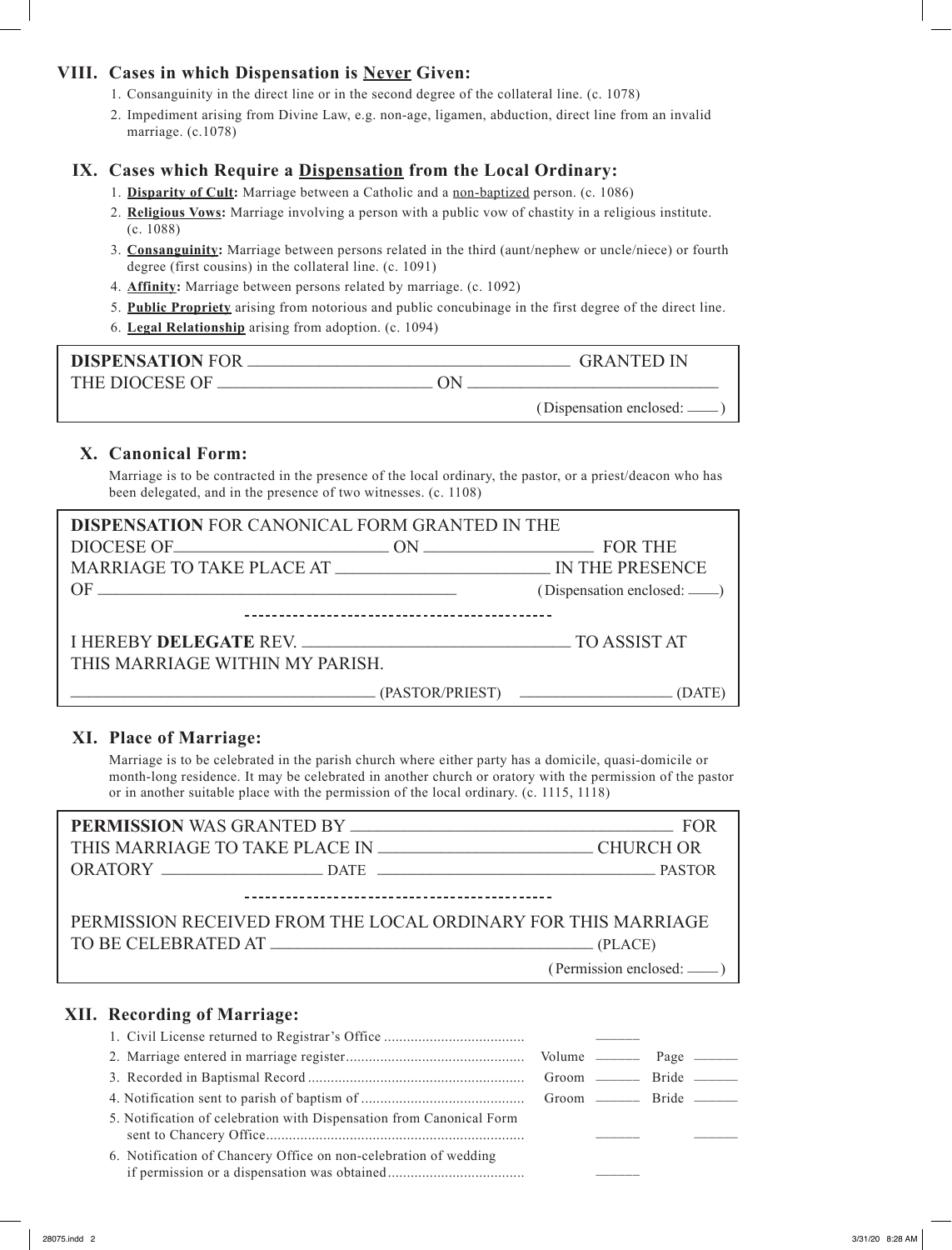## VIII. Cases in which Dispensation is Never Given:

1. Consanguinity in the direct line or in the second degree of the collateral line. (c. 1078)
2. Impediment arising from Divine Law, e.g. non-age, ligamen, abduction, direct line from an invalid marriage. (c.1078)

## IX. Cases which Require a Dispensation from the Local Ordinary:

1. **Disparity of Cult:** Marriage between a Catholic and a non-baptized person. (c. 1086)
2. **Religious Vows:** Marriage involving a person with a public vow of chastity in a religious institute. (c. 1088)
3. **Consanguinity:** Marriage between persons related in the third (aunt/nephew or uncle/niece) or fourth degree (first cousins) in the collateral line. (c. 1091)
4. **Affinity:** Marriage between persons related by marriage. (c. 1092)
5. **Public Propriety** arising from notorious and public concubinage in the first degree of the direct line.
6. **Legal Relationship** arising from adoption. (c. 1094)

**DISPENSATION** FOR ______________________________ GRANTED IN THE DIOCESE OF ____________________ ON ________________________

(Dispensation enclosed: ____ )

## X. Canonical Form:

Marriage is to be contracted in the presence of the local ordinary, the pastor, or a priest/deacon who has been delegated, and in the presence of two witnesses. (c. 1108)

**DISPENSATION** FOR CANONICAL FORM GRANTED IN THE DIOCESE OF____________________ ON ________________ FOR THE MARRIAGE TO TAKE PLACE AT ____________________ IN THE PRESENCE OF ____________________________________

(Dispensation enclosed: ____)

I HEREBY **DELEGATE** REV. __________________________ TO ASSIST AT THIS MARRIAGE WITHIN MY PARISH.

________________________________ (PASTOR/PRIEST) ________________ (DATE)

## XI. Place of Marriage:

Marriage is to be celebrated in the parish church where either party has a domicile, quasi-domicile or month-long residence. It may be celebrated in another church or oratory with the permission of the pastor or in another suitable place with the permission of the local ordinary. (c. 1115, 1118)

**PERMISSION** WAS GRANTED BY ______________________________ FOR THIS MARRIAGE TO TAKE PLACE IN ____________________ CHURCH OR ORATORY ________________ DATE ____________________________ PASTOR

PERMISSION RECEIVED FROM THE LOCAL ORDINARY FOR THIS MARRIAGE TO BE CELEBRATED AT ______________________________ (PLACE)

(Permission enclosed: ____ )

## XII. Recording of Marriage:

1. Civil License returned to Registrar's Office .................................... ______
2. Marriage entered in marriage register.............................................. Volume ______ Page ______
3. Recorded in Baptismal Record ........................................................ Groom ______ Bride ______
4. Notification sent to parish of baptism of .......................................... Groom ______ Bride ______
5. Notification of celebration with Dispensation from Canonical Form sent to Chancery Office................................................................... ______ ______
6. Notification of Chancery Office on non-celebration of wedding if permission or a dispensation was obtained.................................... ______